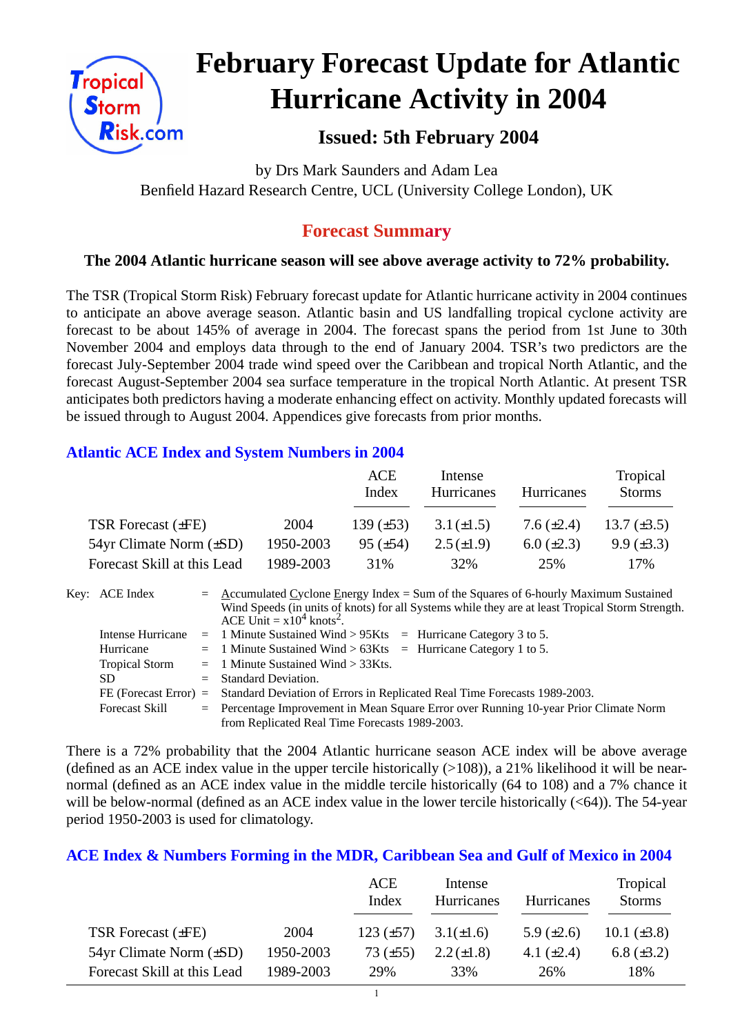# February Forecast Update for Atlantic Hurricane Activity in 2004

## Issued: 5th February 2004

by Drs Mark Saunders and Adam Lea
Benfield Hazard Research Centre, UCL (University College London), UK

## Forecast Summary

**The 2004 Atlantic hurricane season will see above average activity to 72% probability.**

The TSR (Tropical Storm Risk) February forecast update for Atlantic hurricane activity in 2004 continues to anticipate an above average season. Atlantic basin and US landfalling tropical cyclone activity are forecast to be about 145% of average in 2004. The forecast spans the period from 1st June to 30th November 2004 and employs data through to the end of January 2004. TSR's two predictors are the forecast July-September 2004 trade wind speed over the Caribbean and tropical North Atlantic, and the forecast August-September 2004 sea surface temperature in the tropical North Atlantic. At present TSR anticipates both predictors having a moderate enhancing effect on activity. Monthly updated forecasts will be issued through to August 2004. Appendices give forecasts from prior months.

### Atlantic ACE Index and System Numbers in 2004

| | | ACE Index | Intense Hurricanes | Hurricanes | Tropical Storms |
|---|---|---|---|---|---|
| TSR Forecast (±FE) | 2004 | 139 (±53) | 3.1 (±1.5) | 7.6 (±2.4) | 13.7 (±3.5) |
| 54yr Climate Norm (±SD) | 1950-2003 | 95 (±54) | 2.5 (±1.9) | 6.0 (±2.3) | 9.9 (±3.3) |
| Forecast Skill at this Lead | 1989-2003 | 31% | 32% | 25% | 17% |

Key:
- ACE Index = Accumulated Cyclone Energy Index = Sum of the Squares of 6-hourly Maximum Sustained Wind Speeds (in units of knots) for all Systems while they are at least Tropical Storm Strength. ACE Unit = $x10^4$ $knots^2$.
- Intense Hurricane = 1 Minute Sustained Wind > 95Kts = Hurricane Category 3 to 5.
- Hurricane = 1 Minute Sustained Wind > 63Kts = Hurricane Category 1 to 5.
- Tropical Storm = 1 Minute Sustained Wind > 33Kts.
- SD = Standard Deviation.
- FE (Forecast Error) = Standard Deviation of Errors in Replicated Real Time Forecasts 1989-2003.
- Forecast Skill = Percentage Improvement in Mean Square Error over Running 10-year Prior Climate Norm from Replicated Real Time Forecasts 1989-2003.

There is a 72% probability that the 2004 Atlantic hurricane season ACE index will be above average (defined as an ACE index value in the upper tercile historically (>108)), a 21% likelihood it will be near-normal (defined as an ACE index value in the middle tercile historically (64 to 108) and a 7% chance it will be below-normal (defined as an ACE index value in the lower tercile historically (<64)). The 54-year period 1950-2003 is used for climatology.

### ACE Index & Numbers Forming in the MDR, Caribbean Sea and Gulf of Mexico in 2004

| | | ACE Index | Intense Hurricanes | Hurricanes | Tropical Storms |
|---|---|---|---|---|---|
| TSR Forecast (±FE) | 2004 | 123 (±57) | 3.1(±1.6) | 5.9 (±2.6) | 10.1 (±3.8) |
| 54yr Climate Norm (±SD) | 1950-2003 | 73 (±55) | 2.2 (±1.8) | 4.1 (±2.4) | 6.8 (±3.2) |
| Forecast Skill at this Lead | 1989-2003 | 29% | 33% | 26% | 18% |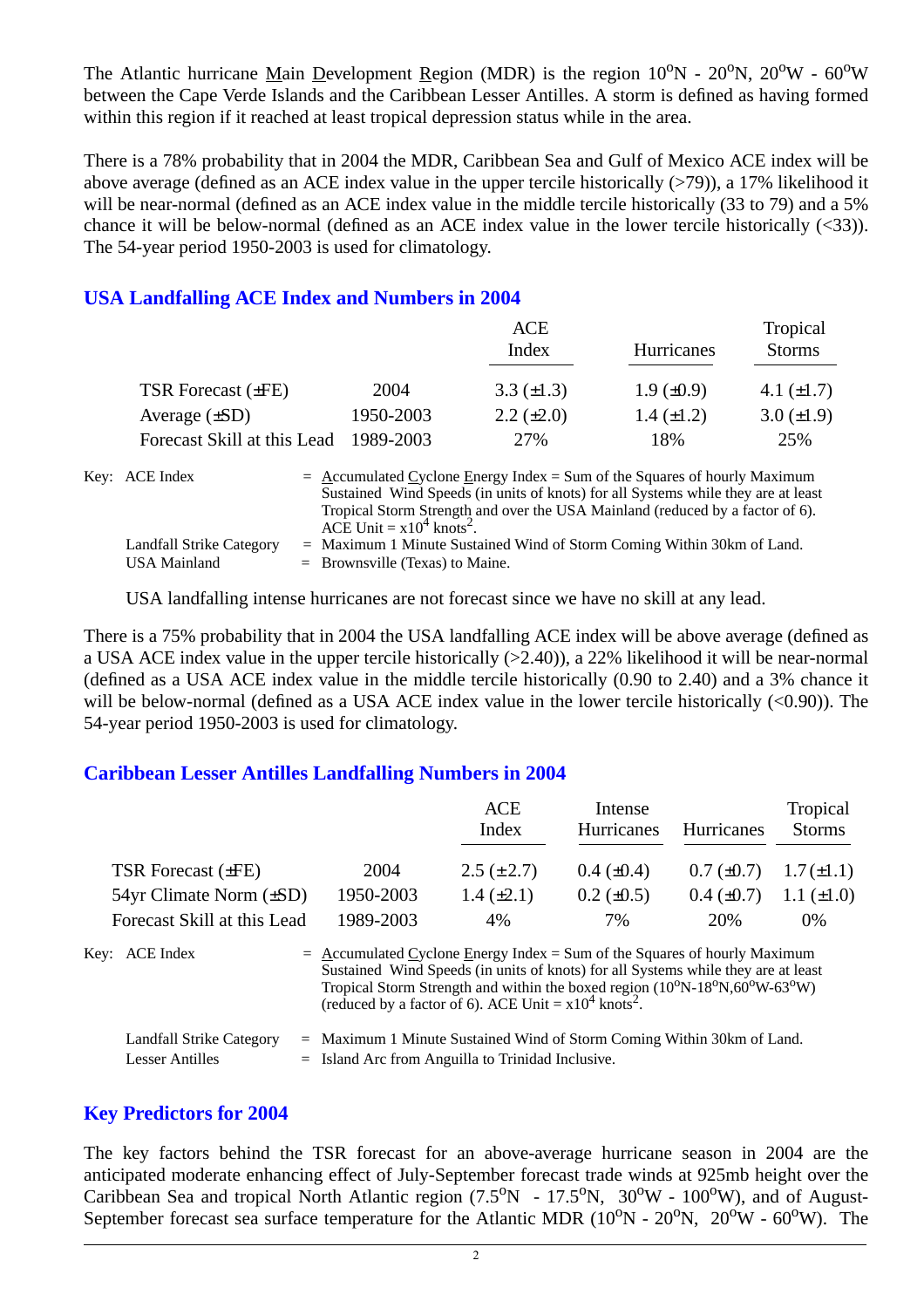The Atlantic hurricane Main Development Region (MDR) is the region 10°N - 20°N, 20°W - 60°W between the Cape Verde Islands and the Caribbean Lesser Antilles. A storm is defined as having formed within this region if it reached at least tropical depression status while in the area.

There is a 78% probability that in 2004 the MDR, Caribbean Sea and Gulf of Mexico ACE index will be above average (defined as an ACE index value in the upper tercile historically (>79)), a 17% likelihood it will be near-normal (defined as an ACE index value in the middle tercile historically (33 to 79) and a 5% chance it will be below-normal (defined as an ACE index value in the lower tercile historically (<33)). The 54-year period 1950-2003 is used for climatology.

## USA Landfalling ACE Index and Numbers in 2004

| | | ACE Index | Hurricanes | Tropical Storms |
|---|---|---|---|---|
| TSR Forecast (±FE) | 2004 | 3.3 (±1.3) | 1.9 (±0.9) | 4.1 (±1.7) |
| Average (±SD) | 1950-2003 | 2.2 (±2.0) | 1.4 (±1.2) | 3.0 (±1.9) |
| Forecast Skill at this Lead | 1989-2003 | 27% | 18% | 25% |

Key: ACE Index = Accumulated Cyclone Energy Index = Sum of the Squares of hourly Maximum Sustained Wind Speeds (in units of knots) for all Systems while they are at least Tropical Storm Strength and over the USA Mainland (reduced by a factor of 6). ACE Unit = x$10^4$ knots$^2$.

Landfall Strike Category = Maximum 1 Minute Sustained Wind of Storm Coming Within 30km of Land.

USA Mainland = Brownsville (Texas) to Maine.

USA landfalling intense hurricanes are not forecast since we have no skill at any lead.

There is a 75% probability that in 2004 the USA landfalling ACE index will be above average (defined as a USA ACE index value in the upper tercile historically (>2.40)), a 22% likelihood it will be near-normal (defined as a USA ACE index value in the middle tercile historically (0.90 to 2.40) and a 3% chance it will be below-normal (defined as a USA ACE index value in the lower tercile historically (<0.90)). The 54-year period 1950-2003 is used for climatology.

## Caribbean Lesser Antilles Landfalling Numbers in 2004

| | | ACE Index | Intense Hurricanes | Hurricanes | Tropical Storms |
|---|---|---|---|---|---|
| TSR Forecast (±FE) | 2004 | 2.5 (±2.7) | 0.4 (±0.4) | 0.7 (±0.7) | 1.7 (±1.1) |
| 54yr Climate Norm (±SD) | 1950-2003 | 1.4 (±2.1) | 0.2 (±0.5) | 0.4 (±0.7) | 1.1 (±1.0) |
| Forecast Skill at this Lead | 1989-2003 | 4% | 7% | 20% | 0% |

Key: ACE Index = Accumulated Cyclone Energy Index = Sum of the Squares of hourly Maximum Sustained Wind Speeds (in units of knots) for all Systems while they are at least Tropical Storm Strength and within the boxed region (10°N-18°N,60°W-63°W) (reduced by a factor of 6). ACE Unit = x$10^4$ knots$^2$.

Landfall Strike Category = Maximum 1 Minute Sustained Wind of Storm Coming Within 30km of Land.

Lesser Antilles = Island Arc from Anguilla to Trinidad Inclusive.

## Key Predictors for 2004

The key factors behind the TSR forecast for an above-average hurricane season in 2004 are the anticipated moderate enhancing effect of July-September forecast trade winds at 925mb height over the Caribbean Sea and tropical North Atlantic region (7.5°N - 17.5°N, 30°W - 100°W), and of August-September forecast sea surface temperature for the Atlantic MDR (10°N - 20°N, 20°W - 60°W). The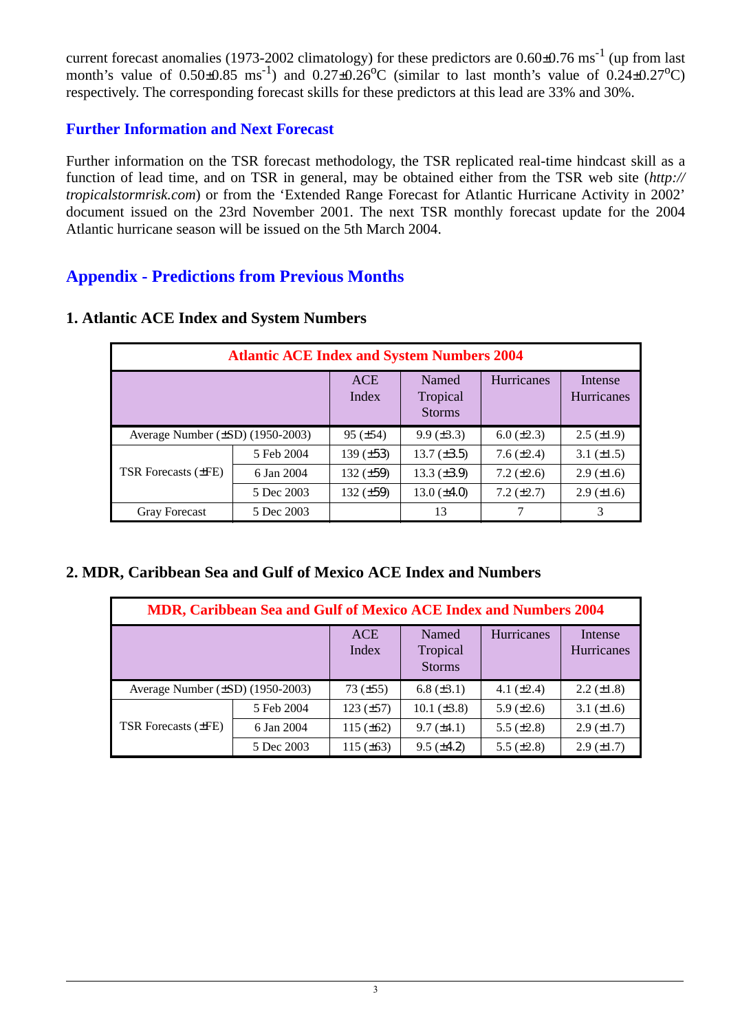current forecast anomalies (1973-2002 climatology) for these predictors are 0.60±0.76 $ms^{-1}$ (up from last month's value of 0.50±0.85 $ms^{-1}$) and 0.27±0.26$^oC$ (similar to last month's value of 0.24±0.27$^oC$) respectively. The corresponding forecast skills for these predictors at this lead are 33% and 30%.

## Further Information and Next Forecast

Further information on the TSR forecast methodology, the TSR replicated real-time hindcast skill as a function of lead time, and on TSR in general, may be obtained either from the TSR web site (*http://tropicalstormrisk.com*) or from the 'Extended Range Forecast for Atlantic Hurricane Activity in 2002' document issued on the 23rd November 2001. The next TSR monthly forecast update for the 2004 Atlantic hurricane season will be issued on the 5th March 2004.

## Appendix - Predictions from Previous Months

### 1. Atlantic ACE Index and System Numbers

| Atlantic ACE Index and System Numbers 2004 | | | | | |
|---|---|---|---|---|---|
| | | ACE Index | Named Tropical Storms | Hurricanes | Intense Hurricanes |
| Average Number (±SD) (1950-2003) | | 95 (±54) | 9.9 (±3.3) | 6.0 (±2.3) | 2.5 (±1.9) |
| TSR Forecasts (±FE) | 5 Feb 2004 | 139 (±53) | 13.7 (±3.5) | 7.6 (±2.4) | 3.1 (±1.5) |
| | 6 Jan 2004 | 132 (±59) | 13.3 (±3.9) | 7.2 (±2.6) | 2.9 (±1.6) |
| | 5 Dec 2003 | 132 (±59) | 13.0 (±4.0) | 7.2 (±2.7) | 2.9 (±1.6) |
| Gray Forecast | 5 Dec 2003 | | 13 | 7 | 3 |

### 2. MDR, Caribbean Sea and Gulf of Mexico ACE Index and Numbers

| MDR, Caribbean Sea and Gulf of Mexico ACE Index and Numbers 2004 | | | | | |
|---|---|---|---|---|---|
| | | ACE Index | Named Tropical Storms | Hurricanes | Intense Hurricanes |
| Average Number (±SD) (1950-2003) | | 73 (±55) | 6.8 (±3.1) | 4.1 (±2.4) | 2.2 (±1.8) |
| TSR Forecasts (±FE) | 5 Feb 2004 | 123 (±57) | 10.1 (±3.8) | 5.9 (±2.6) | 3.1 (±1.6) |
| | 6 Jan 2004 | 115 (±62) | 9.7 (±4.1) | 5.5 (±2.8) | 2.9 (±1.7) |
| | 5 Dec 2003 | 115 (±63) | 9.5 (±4.2) | 5.5 (±2.8) | 2.9 (±1.7) |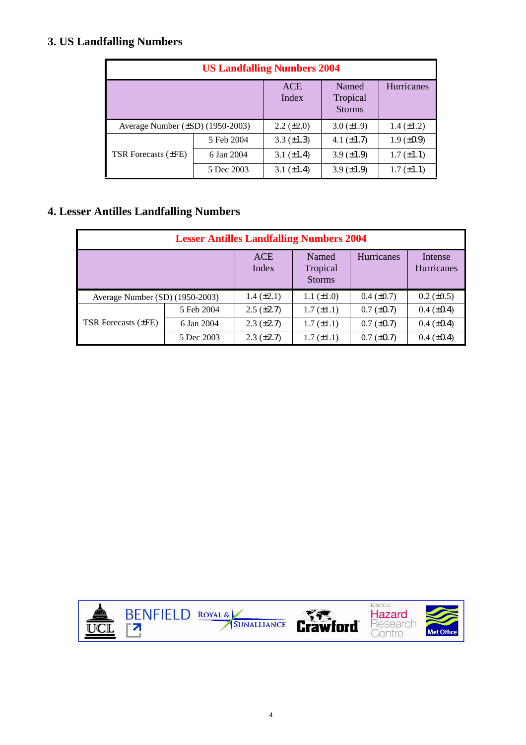## 3. US Landfalling Numbers

| US Landfalling Numbers 2004 | | | | |
|---|---|---|---|---|
| | | ACE Index | Named Tropical Storms | Hurricanes |
| Average Number (±SD) (1950-2003) | | 2.2 (±2.0) | 3.0 (±1.9) | 1.4 (±1.2) |
| TSR Forecasts (±FE) | 5 Feb 2004 | 3.3 (±1.3) | 4.1 (±1.7) | 1.9 (±0.9) |
| | 6 Jan 2004 | 3.1 (±1.4) | 3.9 (±1.9) | 1.7 (±1.1) |
| | 5 Dec 2003 | 3.1 (±1.4) | 3.9 (±1.9) | 1.7 (±1.1) |

## 4. Lesser Antilles Landfalling Numbers

| Lesser Antilles Landfalling Numbers 2004 | | | | | |
|---|---|---|---|---|---|
| | | ACE Index | Named Tropical Storms | Hurricanes | Intense Hurricanes |
| Average Number (SD) (1950-2003) | | 1.4 (±2.1) | 1.1 (±1.0) | 0.4 (±0.7) | 0.2 (±0.5) |
| TSR Forecasts (±FE) | 5 Feb 2004 | 2.5 (±2.7) | 1.7 (±1.1) | 0.7 (±0.7) | 0.4 (±0.4) |
| | 6 Jan 2004 | 2.3 (±2.7) | 1.7 (±1.1) | 0.7 (±0.7) | 0.4 (±0.4) |
| | 5 Dec 2003 | 2.3 (±2.7) | 1.7 (±1.1) | 0.7 (±0.7) | 0.4 (±0.4) |

UCL BENFIELD ROYAL & SUNALLIANCE Crawford BENFIELD Hazard Research Centre Met Office